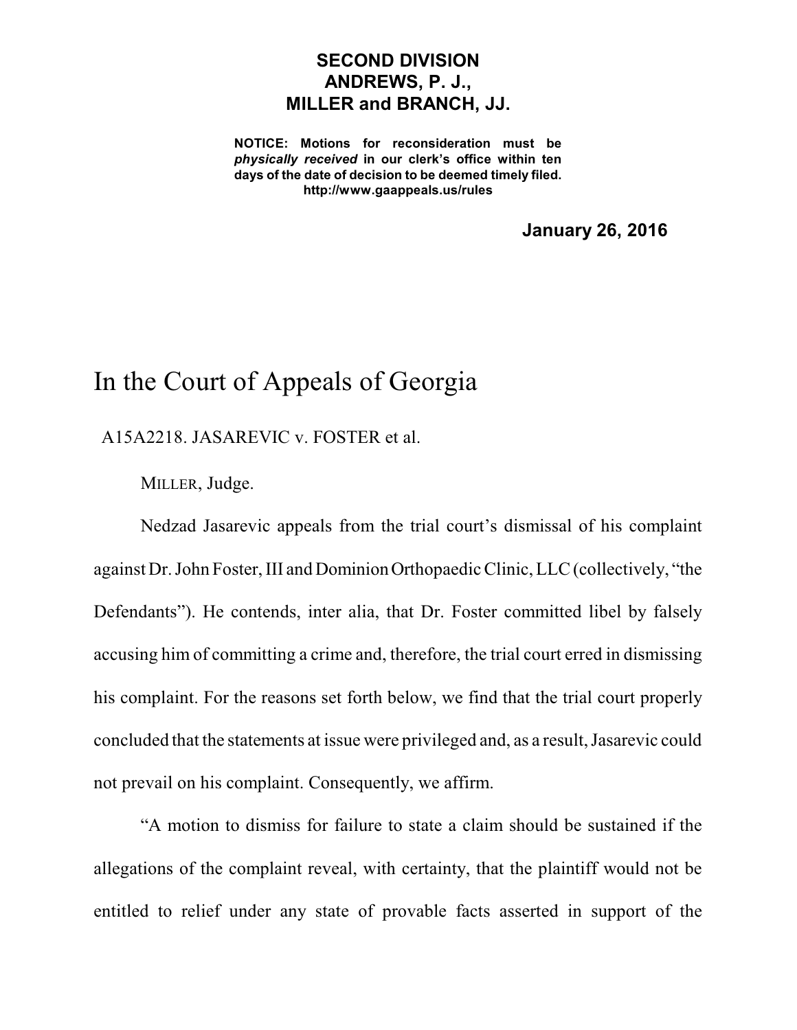**SECOND DIVISION**
**ANDREWS, P. J.,**
**MILLER and BRANCH, JJ.**

**NOTICE: Motions for reconsideration must be *physically received* in our clerk's office within ten days of the date of decision to be deemed timely filed. http://www.gaappeals.us/rules**

**January 26, 2016**

# In the Court of Appeals of Georgia

A15A2218. JASAREVIC v. FOSTER et al.

MILLER, Judge.

Nedzad Jasarevic appeals from the trial court's dismissal of his complaint against Dr. John Foster, III and Dominion Orthopaedic Clinic, LLC (collectively, "the Defendants"). He contends, inter alia, that Dr. Foster committed libel by falsely accusing him of committing a crime and, therefore, the trial court erred in dismissing his complaint. For the reasons set forth below, we find that the trial court properly concluded that the statements at issue were privileged and, as a result, Jasarevic could not prevail on his complaint. Consequently, we affirm.

"A motion to dismiss for failure to state a claim should be sustained if the allegations of the complaint reveal, with certainty, that the plaintiff would not be entitled to relief under any state of provable facts asserted in support of the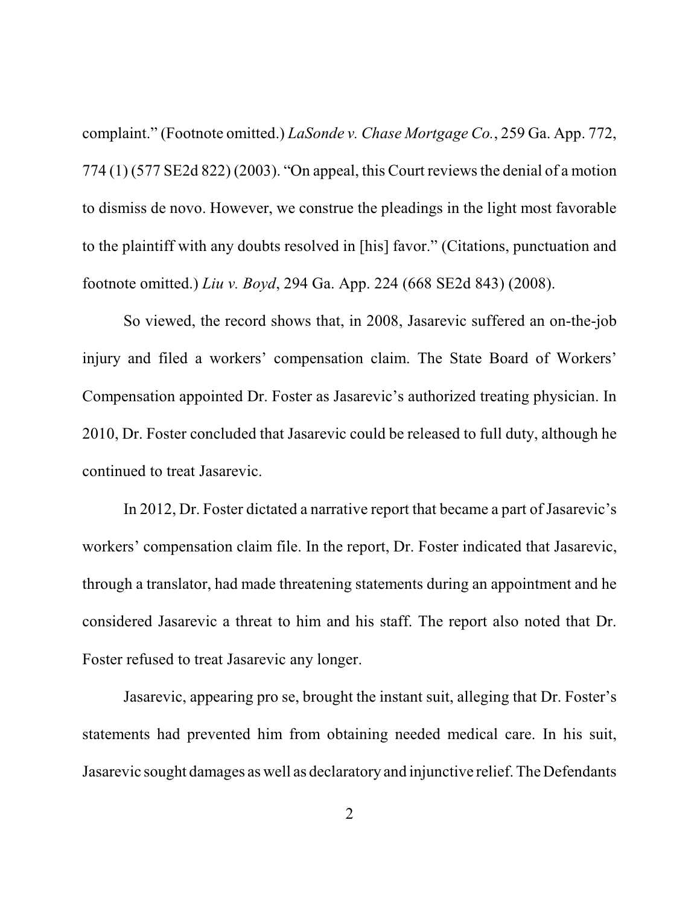complaint." (Footnote omitted.) *LaSonde v. Chase Mortgage Co.*, 259 Ga. App. 772, 774 (1) (577 SE2d 822) (2003). "On appeal, this Court reviews the denial of a motion to dismiss de novo. However, we construe the pleadings in the light most favorable to the plaintiff with any doubts resolved in [his] favor." (Citations, punctuation and footnote omitted.) *Liu v. Boyd*, 294 Ga. App. 224 (668 SE2d 843) (2008).

So viewed, the record shows that, in 2008, Jasarevic suffered an on-the-job injury and filed a workers' compensation claim. The State Board of Workers' Compensation appointed Dr. Foster as Jasarevic's authorized treating physician. In 2010, Dr. Foster concluded that Jasarevic could be released to full duty, although he continued to treat Jasarevic.

In 2012, Dr. Foster dictated a narrative report that became a part of Jasarevic's workers' compensation claim file. In the report, Dr. Foster indicated that Jasarevic, through a translator, had made threatening statements during an appointment and he considered Jasarevic a threat to him and his staff. The report also noted that Dr. Foster refused to treat Jasarevic any longer.

Jasarevic, appearing pro se, brought the instant suit, alleging that Dr. Foster's statements had prevented him from obtaining needed medical care. In his suit, Jasarevic sought damages as well as declaratory and injunctive relief. The Defendants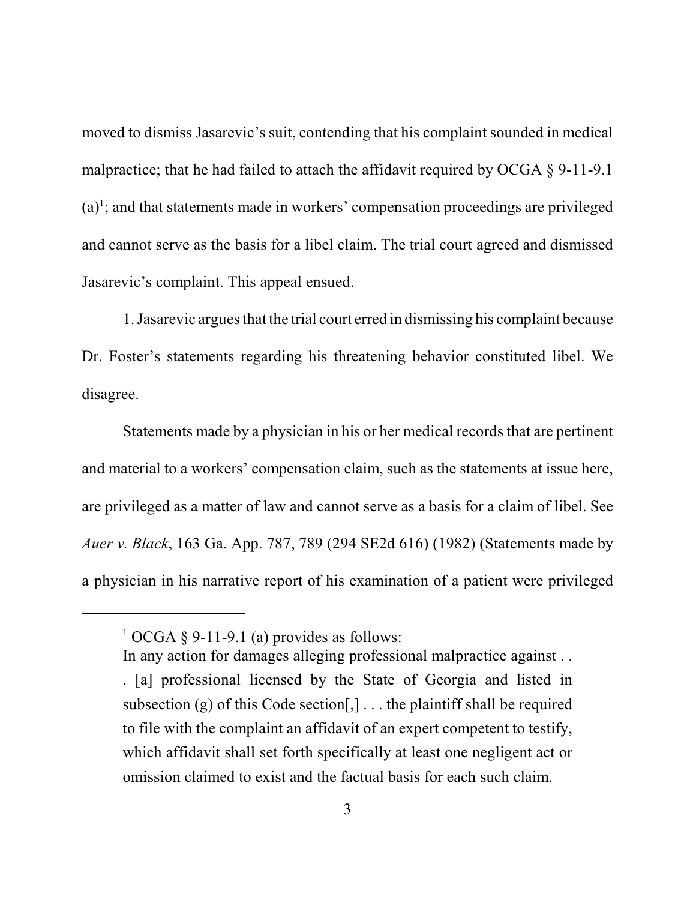moved to dismiss Jasarevic's suit, contending that his complaint sounded in medical malpractice; that he had failed to attach the affidavit required by OCGA § 9-11-9.1 (a)[1]; and that statements made in workers' compensation proceedings are privileged and cannot serve as the basis for a libel claim. The trial court agreed and dismissed Jasarevic's complaint. This appeal ensued.

1. Jasarevic argues that the trial court erred in dismissing his complaint because Dr. Foster's statements regarding his threatening behavior constituted libel. We disagree.

Statements made by a physician in his or her medical records that are pertinent and material to a workers' compensation claim, such as the statements at issue here, are privileged as a matter of law and cannot serve as a basis for a claim of libel. See *Auer v. Black*, 163 Ga. App. 787, 789 (294 SE2d 616) (1982) (Statements made by a physician in his narrative report of his examination of a patient were privileged

---

[1] OCGA § 9-11-9.1 (a) provides as follows:

> In any action for damages alleging professional malpractice against . . . [a] professional licensed by the State of Georgia and listed in subsection (g) of this Code section[,] . . . the plaintiff shall be required to file with the complaint an affidavit of an expert competent to testify, which affidavit shall set forth specifically at least one negligent act or omission claimed to exist and the factual basis for each such claim.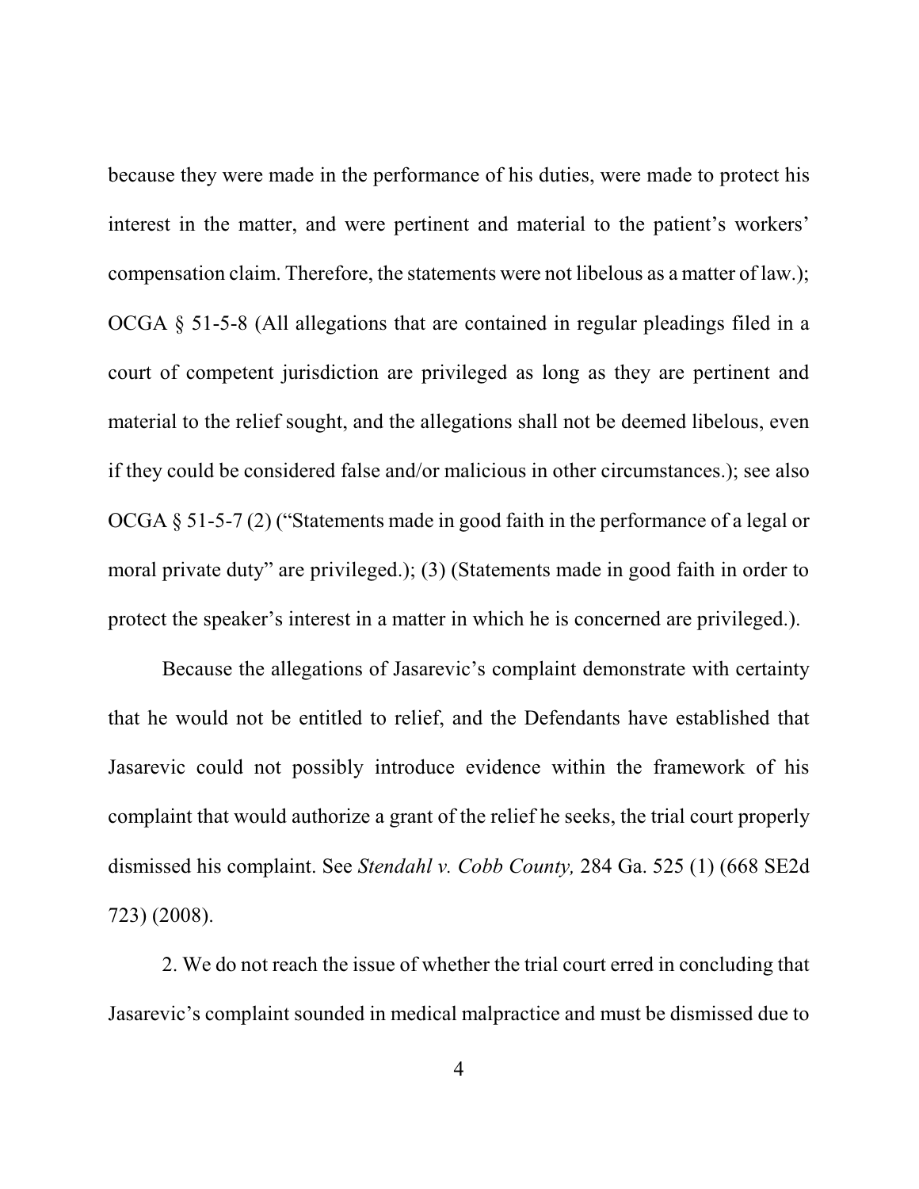because they were made in the performance of his duties, were made to protect his interest in the matter, and were pertinent and material to the patient's workers' compensation claim. Therefore, the statements were not libelous as a matter of law.); OCGA § 51-5-8 (All allegations that are contained in regular pleadings filed in a court of competent jurisdiction are privileged as long as they are pertinent and material to the relief sought, and the allegations shall not be deemed libelous, even if they could be considered false and/or malicious in other circumstances.); see also OCGA § 51-5-7 (2) ("Statements made in good faith in the performance of a legal or moral private duty" are privileged.); (3) (Statements made in good faith in order to protect the speaker's interest in a matter in which he is concerned are privileged.).

Because the allegations of Jasarevic's complaint demonstrate with certainty that he would not be entitled to relief, and the Defendants have established that Jasarevic could not possibly introduce evidence within the framework of his complaint that would authorize a grant of the relief he seeks, the trial court properly dismissed his complaint. See *Stendahl v. Cobb County,* 284 Ga. 525 (1) (668 SE2d 723) (2008).

2. We do not reach the issue of whether the trial court erred in concluding that Jasarevic's complaint sounded in medical malpractice and must be dismissed due to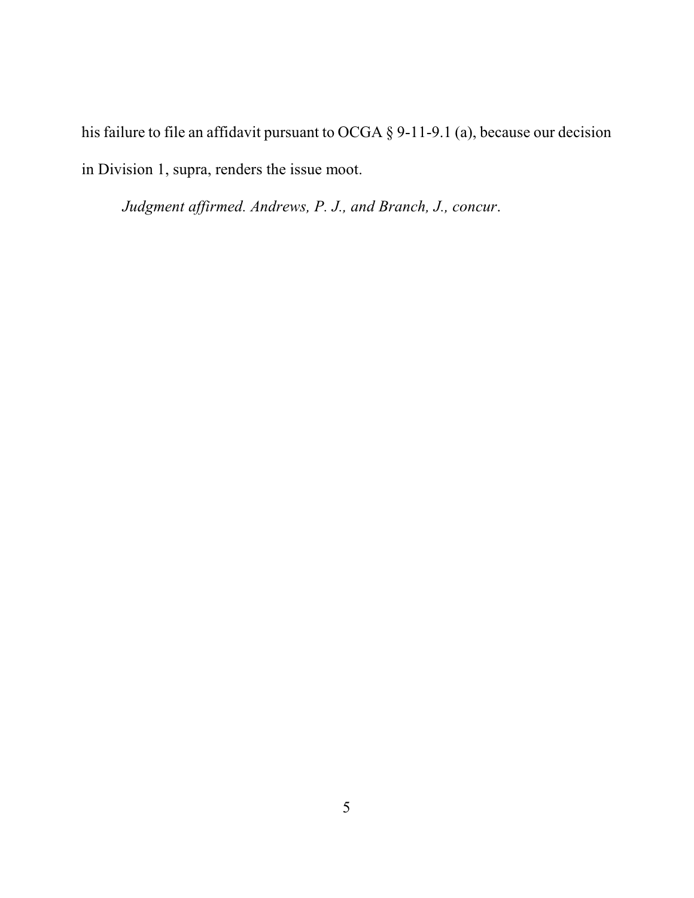his failure to file an affidavit pursuant to OCGA § 9-11-9.1 (a), because our decision in Division 1, supra, renders the issue moot.

*Judgment affirmed. Andrews, P. J., and Branch, J., concur*.